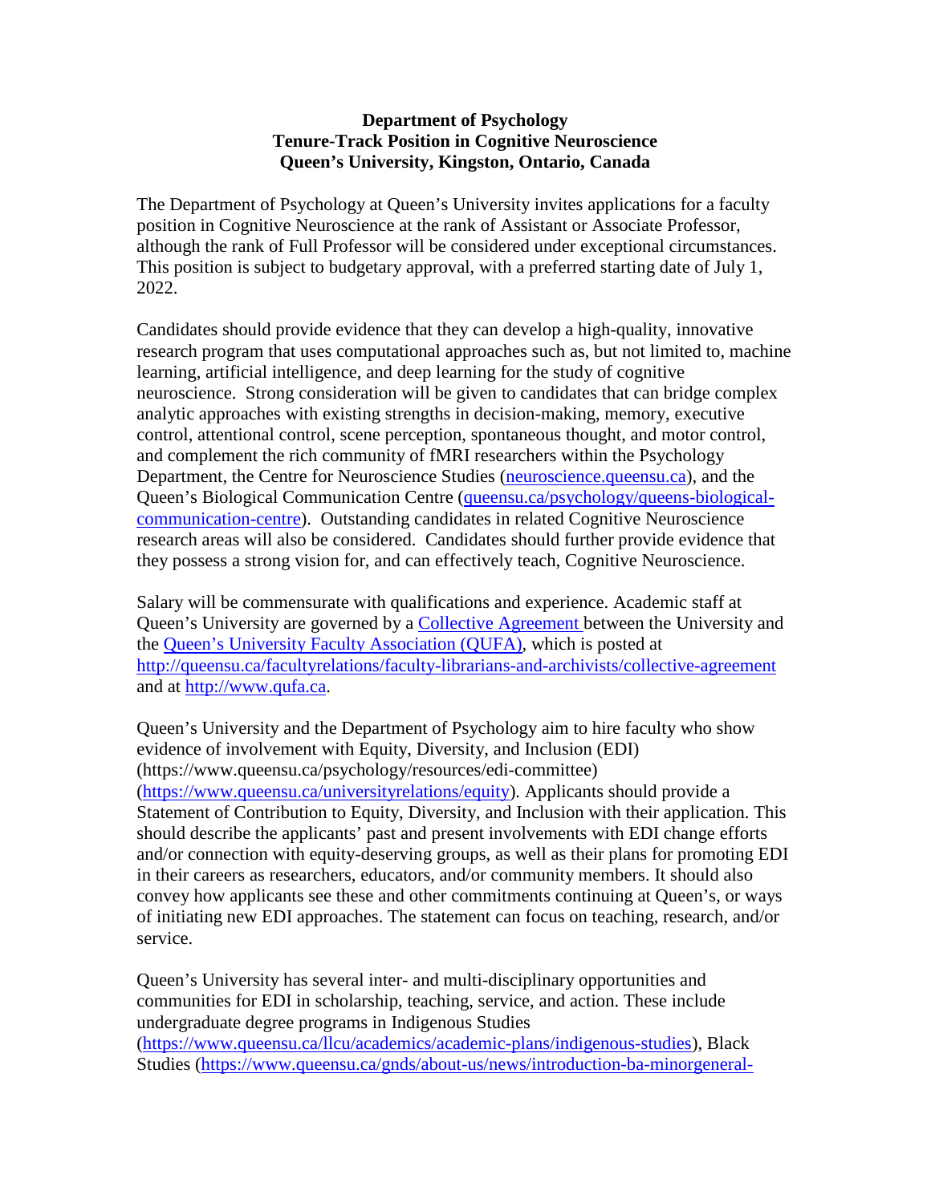**Department of Psychology**
**Tenure-Track Position in Cognitive Neuroscience**
**Queen's University, Kingston, Ontario, Canada**

The Department of Psychology at Queen's University invites applications for a faculty position in Cognitive Neuroscience at the rank of Assistant or Associate Professor, although the rank of Full Professor will be considered under exceptional circumstances. This position is subject to budgetary approval, with a preferred starting date of July 1, 2022.

Candidates should provide evidence that they can develop a high-quality, innovative research program that uses computational approaches such as, but not limited to, machine learning, artificial intelligence, and deep learning for the study of cognitive neuroscience. Strong consideration will be given to candidates that can bridge complex analytic approaches with existing strengths in decision-making, memory, executive control, attentional control, scene perception, spontaneous thought, and motor control, and complement the rich community of fMRI researchers within the Psychology Department, the Centre for Neuroscience Studies ([neuroscience.queensu.ca](neuroscience.queensu.ca)), and the Queen's Biological Communication Centre ([queensu.ca/psychology/queens-biological-communication-centre](queensu.ca/psychology/queens-biological-communication-centre)). Outstanding candidates in related Cognitive Neuroscience research areas will also be considered. Candidates should further provide evidence that they possess a strong vision for, and can effectively teach, Cognitive Neuroscience.

Salary will be commensurate with qualifications and experience. Academic staff at Queen's University are governed by a Collective Agreement between the University and the Queen's University Faculty Association (QUFA), which is posted at [http://queensu.ca/facultyrelations/faculty-librarians-and-archivists/collective-agreement](http://queensu.ca/facultyrelations/faculty-librarians-and-archivists/collective-agreement) and at [http://www.qufa.ca](http://www.qufa.ca).

Queen's University and the Department of Psychology aim to hire faculty who show evidence of involvement with Equity, Diversity, and Inclusion (EDI) (https://www.queensu.ca/psychology/resources/edi-committee) ([https://www.queensu.ca/universityrelations/equity](https://www.queensu.ca/universityrelations/equity)). Applicants should provide a Statement of Contribution to Equity, Diversity, and Inclusion with their application. This should describe the applicants' past and present involvements with EDI change efforts and/or connection with equity-deserving groups, as well as their plans for promoting EDI in their careers as researchers, educators, and/or community members. It should also convey how applicants see these and other commitments continuing at Queen's, or ways of initiating new EDI approaches. The statement can focus on teaching, research, and/or service.

Queen's University has several inter- and multi-disciplinary opportunities and communities for EDI in scholarship, teaching, service, and action. These include undergraduate degree programs in Indigenous Studies ([https://www.queensu.ca/llcu/academics/academic-plans/indigenous-studies](https://www.queensu.ca/llcu/academics/academic-plans/indigenous-studies)), Black Studies (https://www.queensu.ca/gnds/about-us/news/introduction-ba-minorgeneral-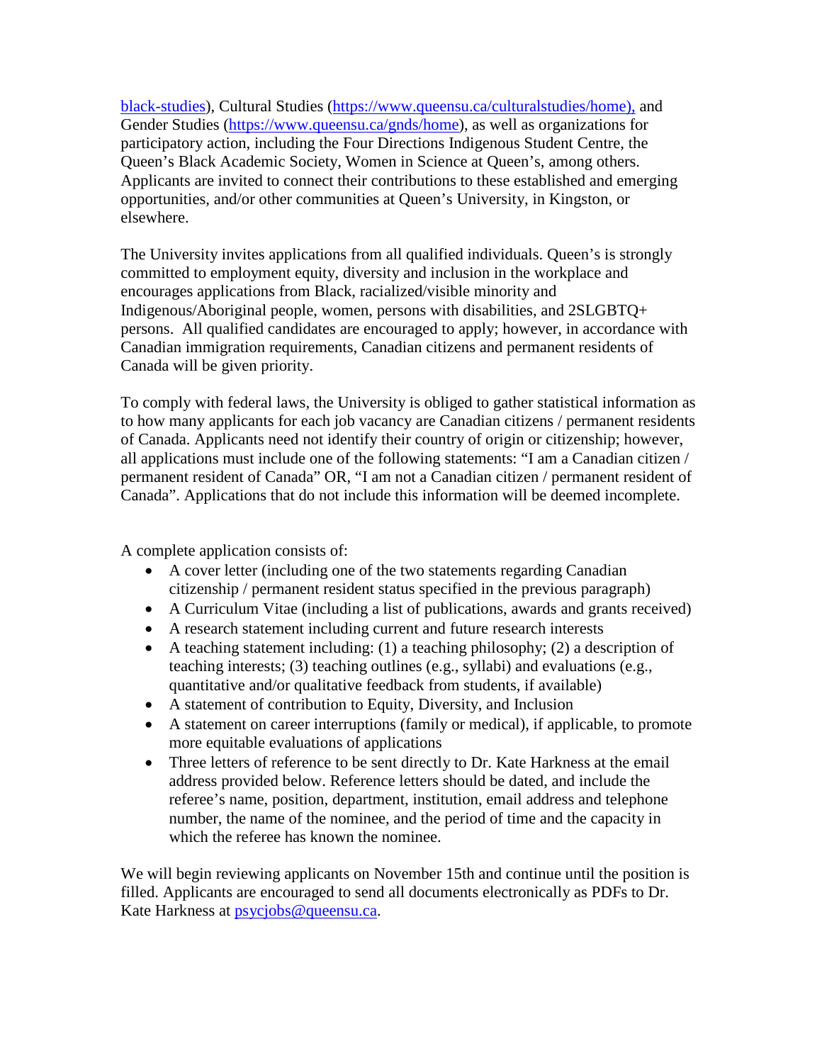black-studies), Cultural Studies (https://www.queensu.ca/culturalstudies/home), and Gender Studies (https://www.queensu.ca/gnds/home), as well as organizations for participatory action, including the Four Directions Indigenous Student Centre, the Queen's Black Academic Society, Women in Science at Queen's, among others. Applicants are invited to connect their contributions to these established and emerging opportunities, and/or other communities at Queen's University, in Kingston, or elsewhere.

The University invites applications from all qualified individuals. Queen's is strongly committed to employment equity, diversity and inclusion in the workplace and encourages applications from Black, racialized/visible minority and Indigenous/Aboriginal people, women, persons with disabilities, and 2SLGBTQ+ persons. All qualified candidates are encouraged to apply; however, in accordance with Canadian immigration requirements, Canadian citizens and permanent residents of Canada will be given priority.

To comply with federal laws, the University is obliged to gather statistical information as to how many applicants for each job vacancy are Canadian citizens / permanent residents of Canada. Applicants need not identify their country of origin or citizenship; however, all applications must include one of the following statements: "I am a Canadian citizen / permanent resident of Canada" OR, "I am not a Canadian citizen / permanent resident of Canada". Applications that do not include this information will be deemed incomplete.

A complete application consists of:

- A cover letter (including one of the two statements regarding Canadian citizenship / permanent resident status specified in the previous paragraph)
- A Curriculum Vitae (including a list of publications, awards and grants received)
- A research statement including current and future research interests
- A teaching statement including: (1) a teaching philosophy; (2) a description of teaching interests; (3) teaching outlines (e.g., syllabi) and evaluations (e.g., quantitative and/or qualitative feedback from students, if available)
- A statement of contribution to Equity, Diversity, and Inclusion
- A statement on career interruptions (family or medical), if applicable, to promote more equitable evaluations of applications
- Three letters of reference to be sent directly to Dr. Kate Harkness at the email address provided below. Reference letters should be dated, and include the referee's name, position, department, institution, email address and telephone number, the name of the nominee, and the period of time and the capacity in which the referee has known the nominee.

We will begin reviewing applicants on November 15th and continue until the position is filled. Applicants are encouraged to send all documents electronically as PDFs to Dr. Kate Harkness at psycjobs@queensu.ca.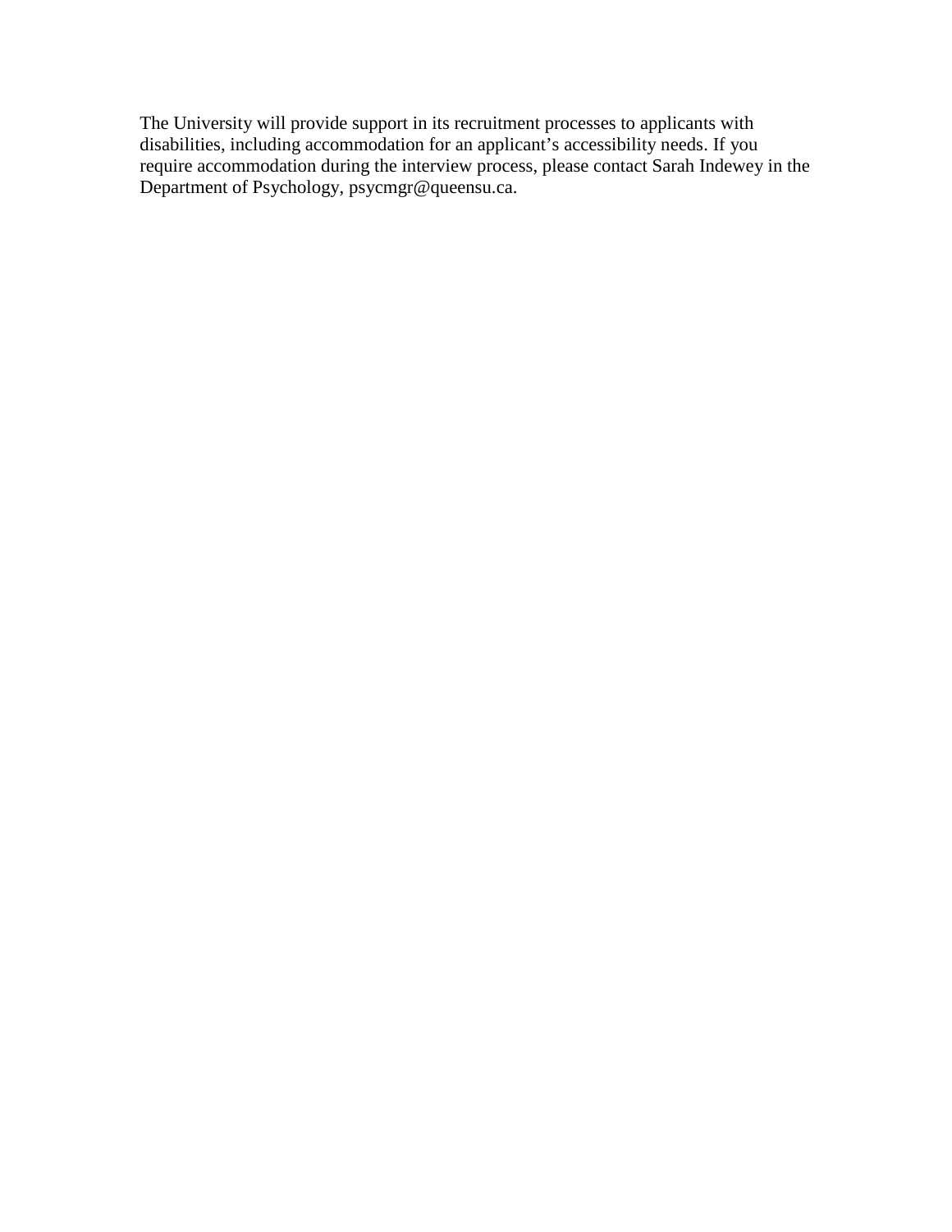The University will provide support in its recruitment processes to applicants with disabilities, including accommodation for an applicant's accessibility needs. If you require accommodation during the interview process, please contact Sarah Indewey in the Department of Psychology, psycmgr@queensu.ca.